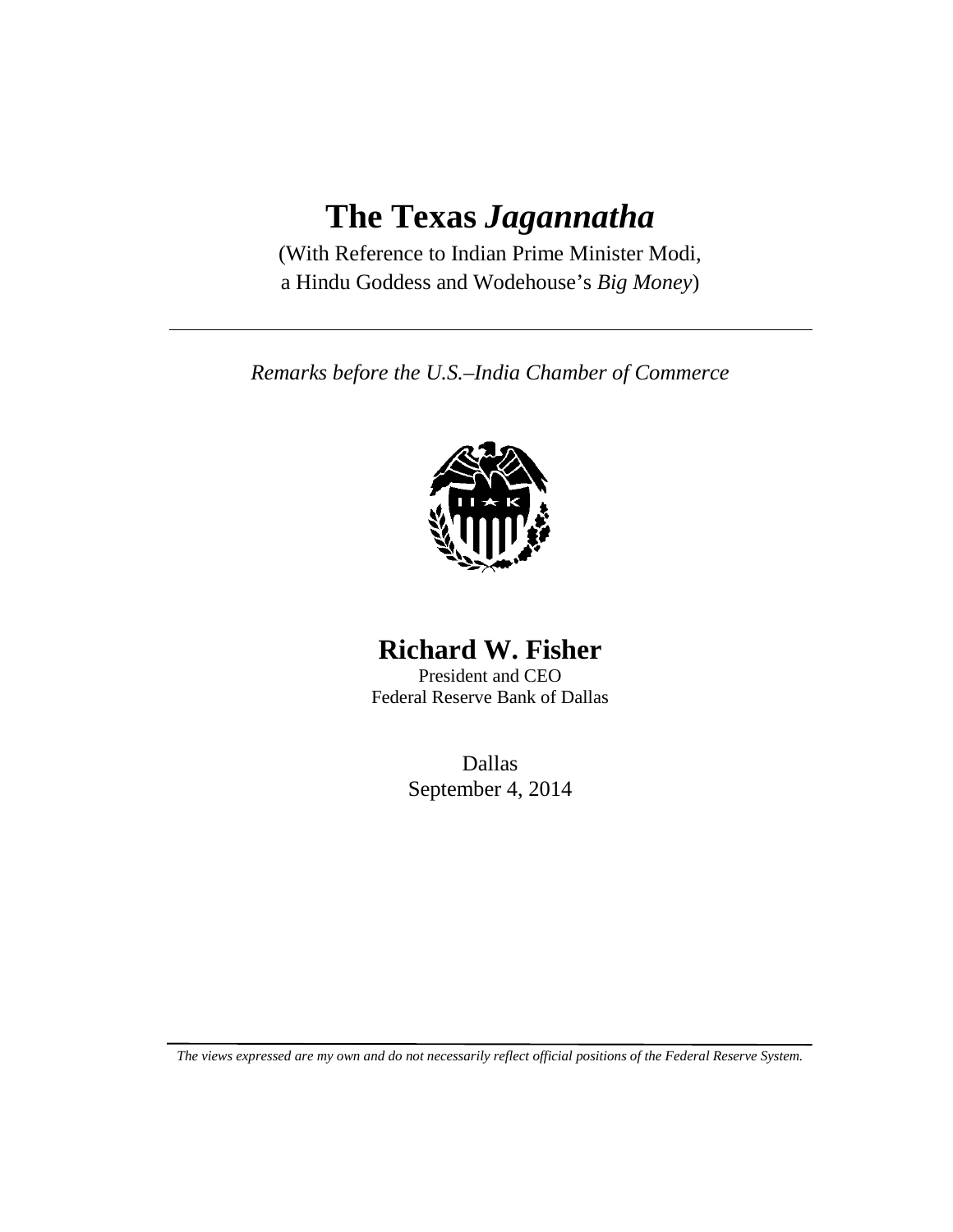# The Texas *Jagannatha*

(With Reference to Indian Prime Minister Modi, a Hindu Goddess and Wodehouse's *Big Money*)

---

*Remarks before the U.S.–India Chamber of Commerce*

## Richard W. Fisher

President and CEO
Federal Reserve Bank of Dallas

Dallas
September 4, 2014

---

*The views expressed are my own and do not necessarily reflect official positions of the Federal Reserve System.*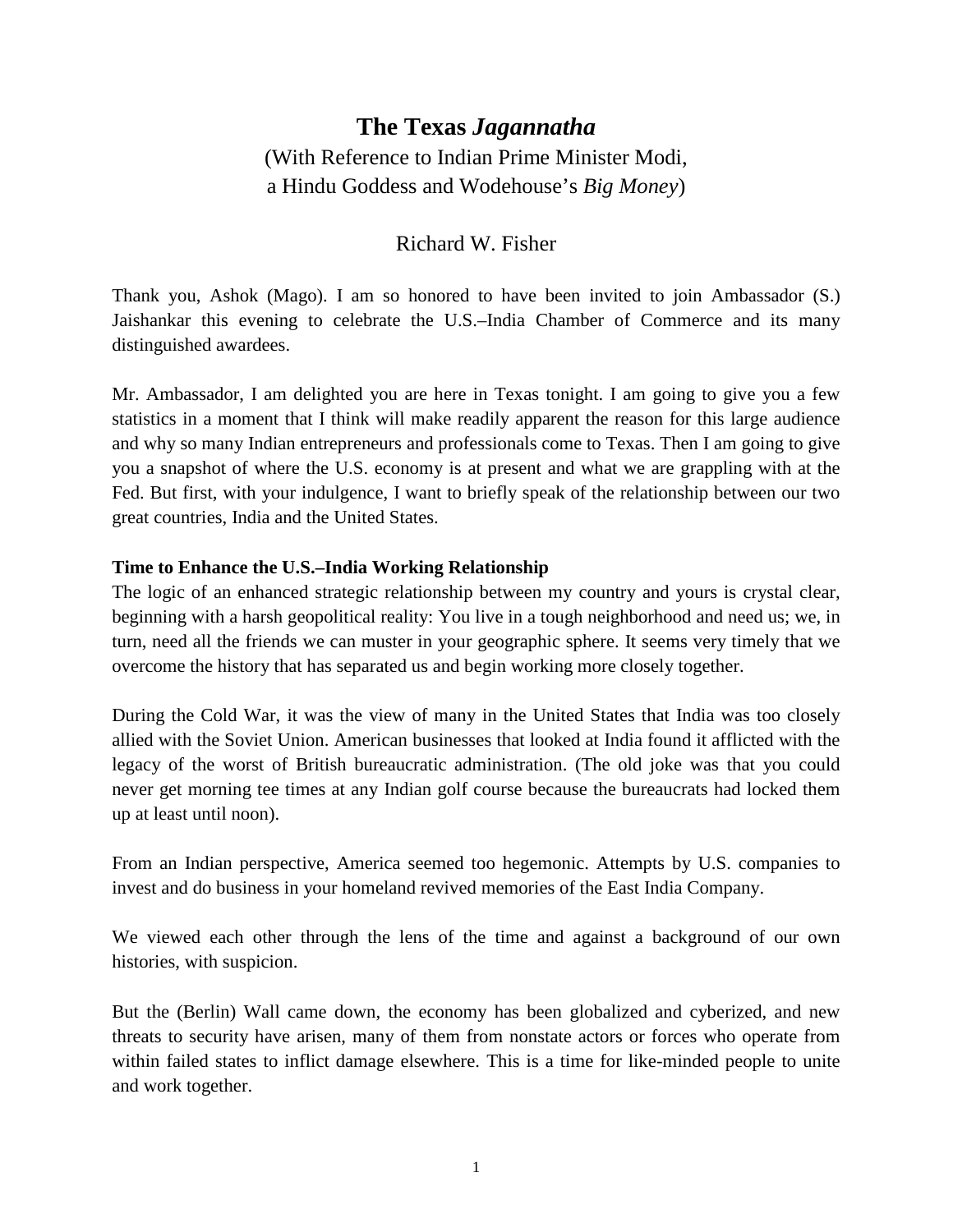# The Texas *Jagannatha*

(With Reference to Indian Prime Minister Modi, a Hindu Goddess and Wodehouse's *Big Money*)

Richard W. Fisher

Thank you, Ashok (Mago). I am so honored to have been invited to join Ambassador (S.) Jaishankar this evening to celebrate the U.S.–India Chamber of Commerce and its many distinguished awardees.

Mr. Ambassador, I am delighted you are here in Texas tonight. I am going to give you a few statistics in a moment that I think will make readily apparent the reason for this large audience and why so many Indian entrepreneurs and professionals come to Texas. Then I am going to give you a snapshot of where the U.S. economy is at present and what we are grappling with at the Fed. But first, with your indulgence, I want to briefly speak of the relationship between our two great countries, India and the United States.

**Time to Enhance the U.S.–India Working Relationship**

The logic of an enhanced strategic relationship between my country and yours is crystal clear, beginning with a harsh geopolitical reality: You live in a tough neighborhood and need us; we, in turn, need all the friends we can muster in your geographic sphere. It seems very timely that we overcome the history that has separated us and begin working more closely together.

During the Cold War, it was the view of many in the United States that India was too closely allied with the Soviet Union. American businesses that looked at India found it afflicted with the legacy of the worst of British bureaucratic administration. (The old joke was that you could never get morning tee times at any Indian golf course because the bureaucrats had locked them up at least until noon).

From an Indian perspective, America seemed too hegemonic. Attempts by U.S. companies to invest and do business in your homeland revived memories of the East India Company.

We viewed each other through the lens of the time and against a background of our own histories, with suspicion.

But the (Berlin) Wall came down, the economy has been globalized and cyberized, and new threats to security have arisen, many of them from nonstate actors or forces who operate from within failed states to inflict damage elsewhere. This is a time for like-minded people to unite and work together.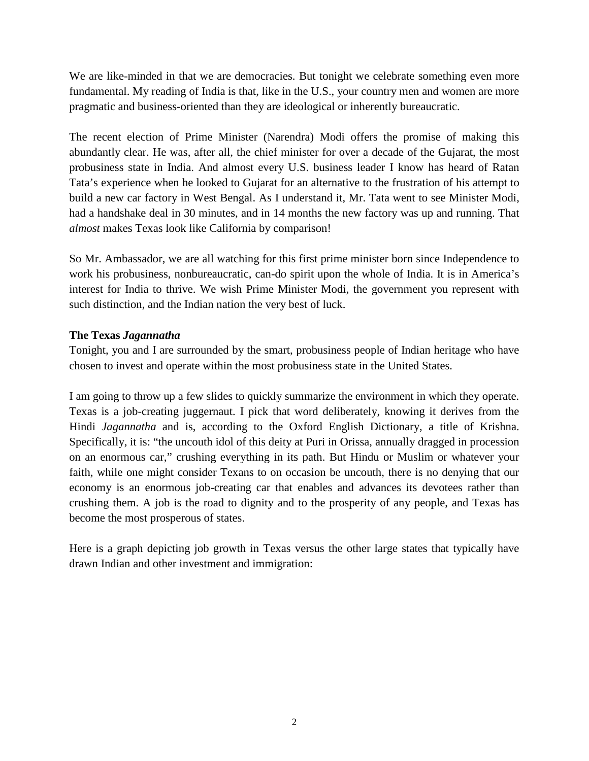We are like-minded in that we are democracies. But tonight we celebrate something even more fundamental. My reading of India is that, like in the U.S., your country men and women are more pragmatic and business-oriented than they are ideological or inherently bureaucratic.

The recent election of Prime Minister (Narendra) Modi offers the promise of making this abundantly clear. He was, after all, the chief minister for over a decade of the Gujarat, the most probusiness state in India. And almost every U.S. business leader I know has heard of Ratan Tata's experience when he looked to Gujarat for an alternative to the frustration of his attempt to build a new car factory in West Bengal. As I understand it, Mr. Tata went to see Minister Modi, had a handshake deal in 30 minutes, and in 14 months the new factory was up and running. That *almost* makes Texas look like California by comparison!

So Mr. Ambassador, we are all watching for this first prime minister born since Independence to work his probusiness, nonbureaucratic, can-do spirit upon the whole of India. It is in America's interest for India to thrive. We wish Prime Minister Modi, the government you represent with such distinction, and the Indian nation the very best of luck.

**The Texas *Jagannatha***

Tonight, you and I are surrounded by the smart, probusiness people of Indian heritage who have chosen to invest and operate within the most probusiness state in the United States.

I am going to throw up a few slides to quickly summarize the environment in which they operate. Texas is a job-creating juggernaut. I pick that word deliberately, knowing it derives from the Hindi *Jagannatha* and is, according to the Oxford English Dictionary, a title of Krishna. Specifically, it is: "the uncouth idol of this deity at Puri in Orissa, annually dragged in procession on an enormous car," crushing everything in its path. But Hindu or Muslim or whatever your faith, while one might consider Texans to on occasion be uncouth, there is no denying that our economy is an enormous job-creating car that enables and advances its devotees rather than crushing them. A job is the road to dignity and to the prosperity of any people, and Texas has become the most prosperous of states.

Here is a graph depicting job growth in Texas versus the other large states that typically have drawn Indian and other investment and immigration: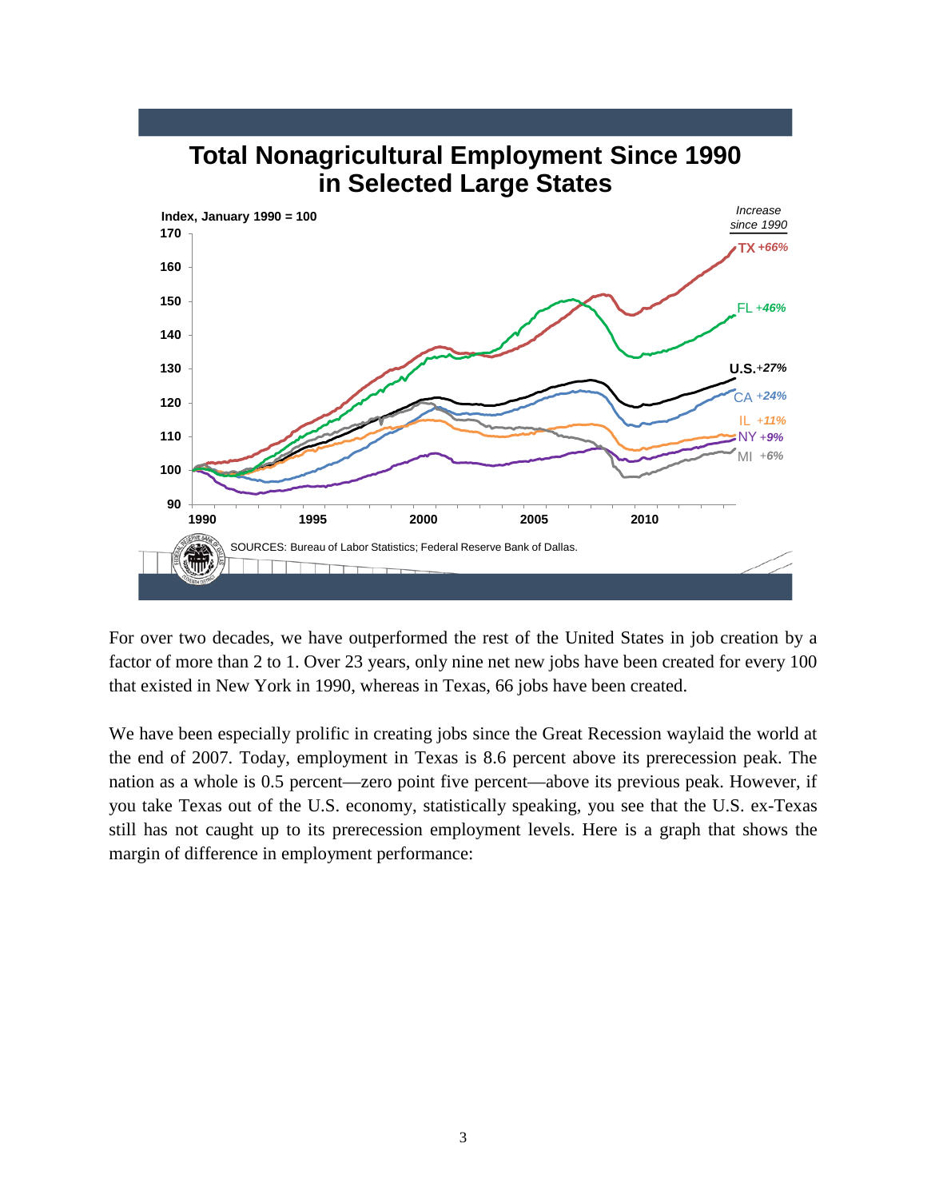## Total Nonagricultural Employment Since 1990 in Selected Large States

Index, January 1990 = 100

*Increase since 1990*

- TX +66%
- FL +46%
- U.S. +27%
- CA +24%
- IL +11%
- NY +9%
- MI +6%

SOURCES: Bureau of Labor Statistics; Federal Reserve Bank of Dallas.

For over two decades, we have outperformed the rest of the United States in job creation by a factor of more than 2 to 1. Over 23 years, only nine net new jobs have been created for every 100 that existed in New York in 1990, whereas in Texas, 66 jobs have been created.

We have been especially prolific in creating jobs since the Great Recession waylaid the world at the end of 2007. Today, employment in Texas is 8.6 percent above its prerecession peak. The nation as a whole is 0.5 percent—zero point five percent—above its previous peak. However, if you take Texas out of the U.S. economy, statistically speaking, you see that the U.S. ex-Texas still has not caught up to its prerecession employment levels. Here is a graph that shows the margin of difference in employment performance: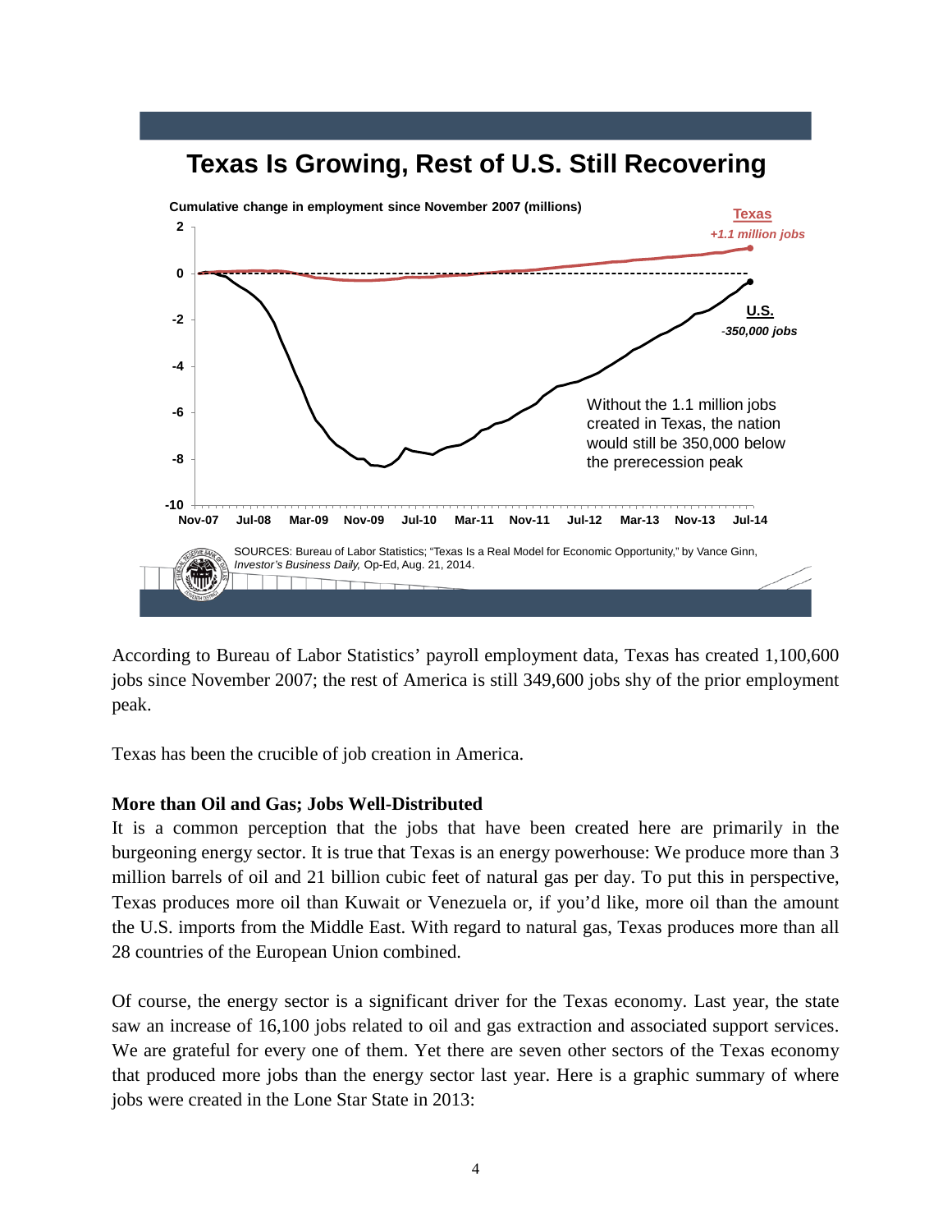## Texas Is Growing, Rest of U.S. Still Recovering

Cumulative change in employment since November 2007 (millions)

Texas +1.1 million jobs

U.S. -350,000 jobs

Without the 1.1 million jobs created in Texas, the nation would still be 350,000 below the prerecession peak

SOURCES: Bureau of Labor Statistics; "Texas Is a Real Model for Economic Opportunity," by Vance Ginn, *Investor's Business Daily,* Op-Ed, Aug. 21, 2014.

According to Bureau of Labor Statistics' payroll employment data, Texas has created 1,100,600 jobs since November 2007; the rest of America is still 349,600 jobs shy of the prior employment peak.

Texas has been the crucible of job creation in America.

**More than Oil and Gas; Jobs Well-Distributed**

It is a common perception that the jobs that have been created here are primarily in the burgeoning energy sector. It is true that Texas is an energy powerhouse: We produce more than 3 million barrels of oil and 21 billion cubic feet of natural gas per day. To put this in perspective, Texas produces more oil than Kuwait or Venezuela or, if you'd like, more oil than the amount the U.S. imports from the Middle East. With regard to natural gas, Texas produces more than all 28 countries of the European Union combined.

Of course, the energy sector is a significant driver for the Texas economy. Last year, the state saw an increase of 16,100 jobs related to oil and gas extraction and associated support services. We are grateful for every one of them. Yet there are seven other sectors of the Texas economy that produced more jobs than the energy sector last year. Here is a graphic summary of where jobs were created in the Lone Star State in 2013: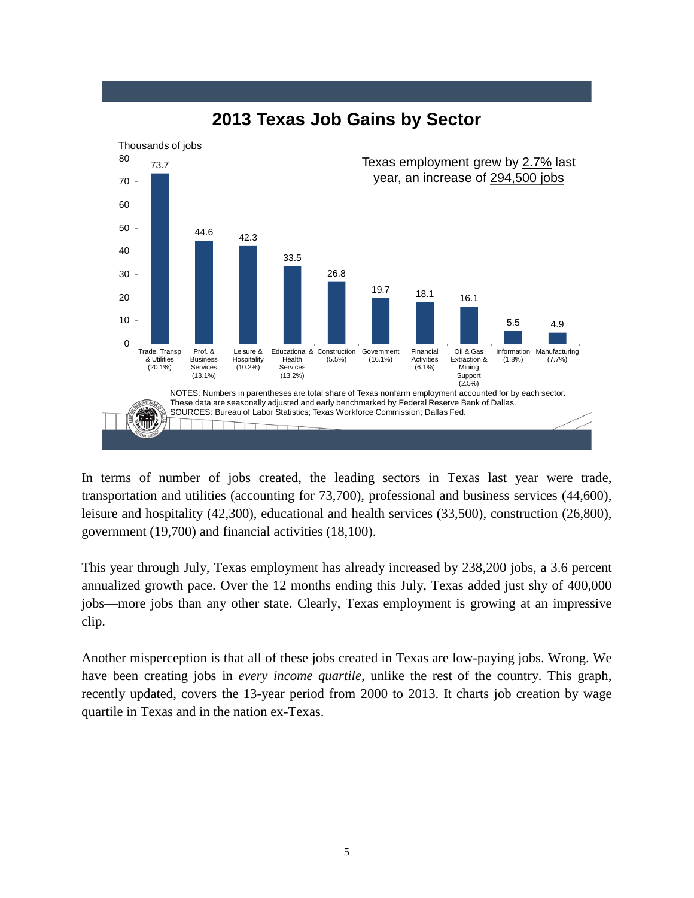## 2013 Texas Job Gains by Sector

Thousands of jobs

Texas employment grew by 2.7% last year, an increase of 294,500 jobs

| Sector | Thousands of jobs |
|---|---|
| Trade, Transp & Utilities (20.1%) | 73.7 |
| Prof. & Business Services (13.1%) | 44.6 |
| Leisure & Hospitality (10.2%) | 42.3 |
| Educational & Health Services (13.2%) | 33.5 |
| Construction (5.5%) | 26.8 |
| Government (16.1%) | 19.7 |
| Financial Activities (6.1%) | 18.1 |
| Oil & Gas Extraction & Mining Support (2.5%) | 16.1 |
| Information (1.8%) | 5.5 |
| Manufacturing (7.7%) | 4.9 |

NOTES: Numbers in parentheses are total share of Texas nonfarm employment accounted for by each sector. These data are seasonally adjusted and early benchmarked by Federal Reserve Bank of Dallas.
SOURCES: Bureau of Labor Statistics; Texas Workforce Commission; Dallas Fed.

In terms of number of jobs created, the leading sectors in Texas last year were trade, transportation and utilities (accounting for 73,700), professional and business services (44,600), leisure and hospitality (42,300), educational and health services (33,500), construction (26,800), government (19,700) and financial activities (18,100).

This year through July, Texas employment has already increased by 238,200 jobs, a 3.6 percent annualized growth pace. Over the 12 months ending this July, Texas added just shy of 400,000 jobs—more jobs than any other state. Clearly, Texas employment is growing at an impressive clip.

Another misperception is that all of these jobs created in Texas are low-paying jobs. Wrong. We have been creating jobs in *every income quartile*, unlike the rest of the country. This graph, recently updated, covers the 13-year period from 2000 to 2013. It charts job creation by wage quartile in Texas and in the nation ex-Texas.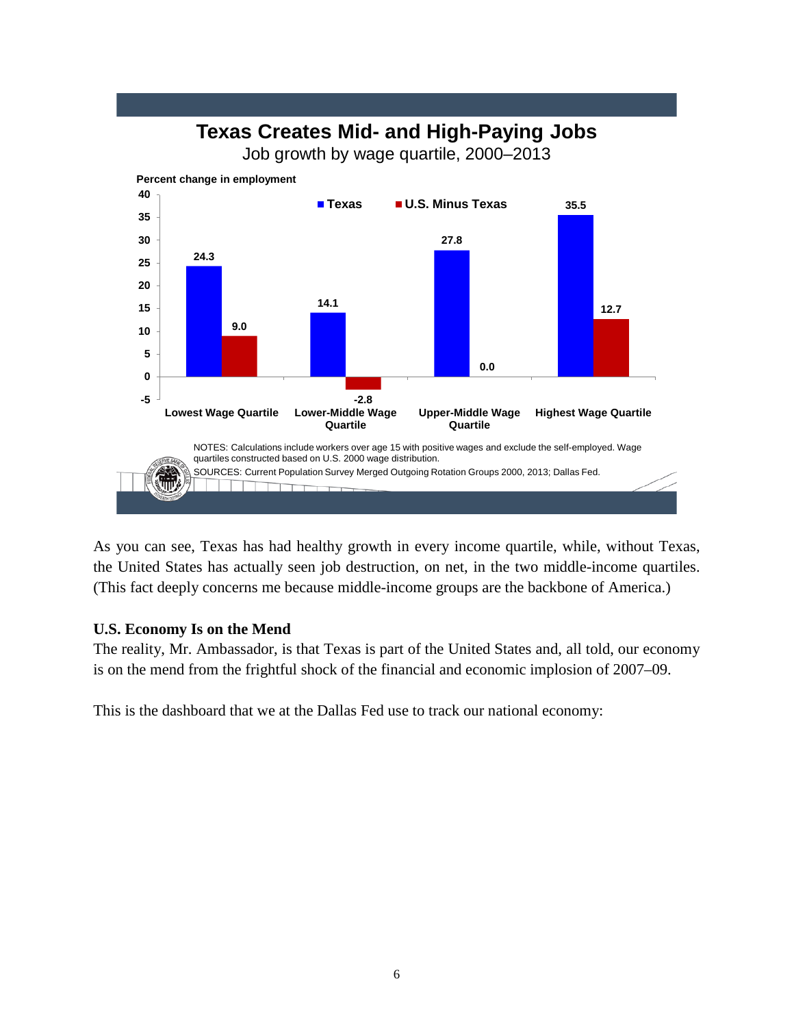**Texas Creates Mid- and High-Paying Jobs**

Job growth by wage quartile, 2000–2013

Percent change in employment

| | Texas | U.S. Minus Texas |
|---|---|---|
| Lowest Wage Quartile | 24.3 | 9.0 |
| Lower-Middle Wage Quartile | 14.1 | -2.8 |
| Upper-Middle Wage Quartile | 27.8 | 0.0 |
| Highest Wage Quartile | 35.5 | 12.7 |

NOTES: Calculations include workers over age 15 with positive wages and exclude the self-employed. Wage quartiles constructed based on U.S. 2000 wage distribution.

SOURCES: Current Population Survey Merged Outgoing Rotation Groups 2000, 2013; Dallas Fed.

As you can see, Texas has had healthy growth in every income quartile, while, without Texas, the United States has actually seen job destruction, on net, in the two middle-income quartiles. (This fact deeply concerns me because middle-income groups are the backbone of America.)

**U.S. Economy Is on the Mend**

The reality, Mr. Ambassador, is that Texas is part of the United States and, all told, our economy is on the mend from the frightful shock of the financial and economic implosion of 2007–09.

This is the dashboard that we at the Dallas Fed use to track our national economy: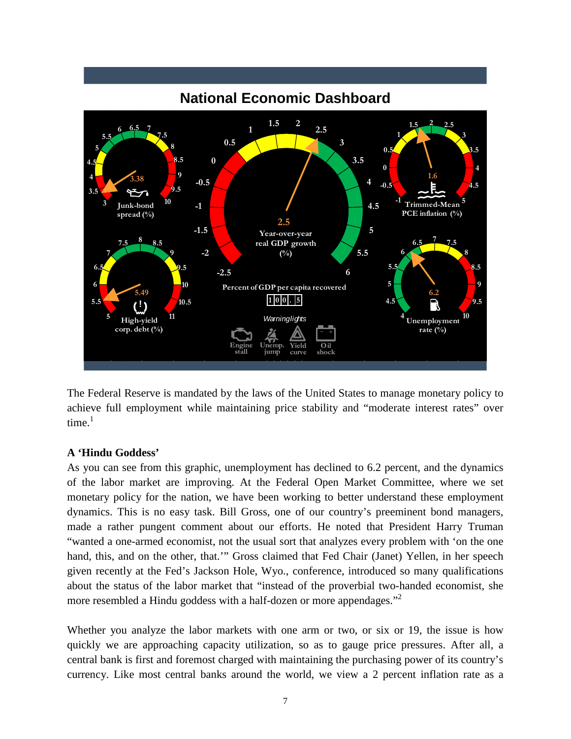## National Economic Dashboard

The Federal Reserve is mandated by the laws of the United States to manage monetary policy to achieve full employment while maintaining price stability and “moderate interest rates” over time.[1]

**A ‘Hindu Goddess’**

As you can see from this graphic, unemployment has declined to 6.2 percent, and the dynamics of the labor market are improving. At the Federal Open Market Committee, where we set monetary policy for the nation, we have been working to better understand these employment dynamics. This is no easy task. Bill Gross, one of our country’s preeminent bond managers, made a rather pungent comment about our efforts. He noted that President Harry Truman “wanted a one-armed economist, not the usual sort that analyzes every problem with ‘on the one hand, this, and on the other, that.’” Gross claimed that Fed Chair (Janet) Yellen, in her speech given recently at the Fed’s Jackson Hole, Wyo., conference, introduced so many qualifications about the status of the labor market that “instead of the proverbial two-handed economist, she more resembled a Hindu goddess with a half-dozen or more appendages.”[2]

Whether you analyze the labor markets with one arm or two, or six or 19, the issue is how quickly we are approaching capacity utilization, so as to gauge price pressures. After all, a central bank is first and foremost charged with maintaining the purchasing power of its country’s currency. Like most central banks around the world, we view a 2 percent inflation rate as a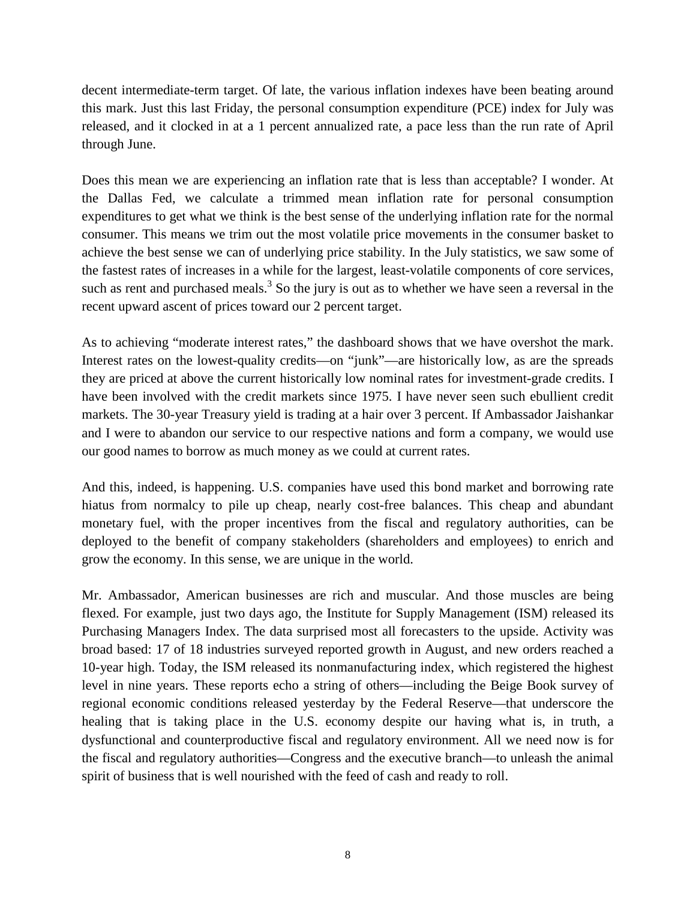decent intermediate-term target. Of late, the various inflation indexes have been beating around this mark. Just this last Friday, the personal consumption expenditure (PCE) index for July was released, and it clocked in at a 1 percent annualized rate, a pace less than the run rate of April through June.

Does this mean we are experiencing an inflation rate that is less than acceptable? I wonder. At the Dallas Fed, we calculate a trimmed mean inflation rate for personal consumption expenditures to get what we think is the best sense of the underlying inflation rate for the normal consumer. This means we trim out the most volatile price movements in the consumer basket to achieve the best sense we can of underlying price stability. In the July statistics, we saw some of the fastest rates of increases in a while for the largest, least-volatile components of core services, such as rent and purchased meals.[3] So the jury is out as to whether we have seen a reversal in the recent upward ascent of prices toward our 2 percent target.

As to achieving "moderate interest rates," the dashboard shows that we have overshot the mark. Interest rates on the lowest-quality credits—on "junk"—are historically low, as are the spreads they are priced at above the current historically low nominal rates for investment-grade credits. I have been involved with the credit markets since 1975. I have never seen such ebullient credit markets. The 30-year Treasury yield is trading at a hair over 3 percent. If Ambassador Jaishankar and I were to abandon our service to our respective nations and form a company, we would use our good names to borrow as much money as we could at current rates.

And this, indeed, is happening. U.S. companies have used this bond market and borrowing rate hiatus from normalcy to pile up cheap, nearly cost-free balances. This cheap and abundant monetary fuel, with the proper incentives from the fiscal and regulatory authorities, can be deployed to the benefit of company stakeholders (shareholders and employees) to enrich and grow the economy. In this sense, we are unique in the world.

Mr. Ambassador, American businesses are rich and muscular. And those muscles are being flexed. For example, just two days ago, the Institute for Supply Management (ISM) released its Purchasing Managers Index. The data surprised most all forecasters to the upside. Activity was broad based: 17 of 18 industries surveyed reported growth in August, and new orders reached a 10-year high. Today, the ISM released its nonmanufacturing index, which registered the highest level in nine years. These reports echo a string of others—including the Beige Book survey of regional economic conditions released yesterday by the Federal Reserve—that underscore the healing that is taking place in the U.S. economy despite our having what is, in truth, a dysfunctional and counterproductive fiscal and regulatory environment. All we need now is for the fiscal and regulatory authorities—Congress and the executive branch—to unleash the animal spirit of business that is well nourished with the feed of cash and ready to roll.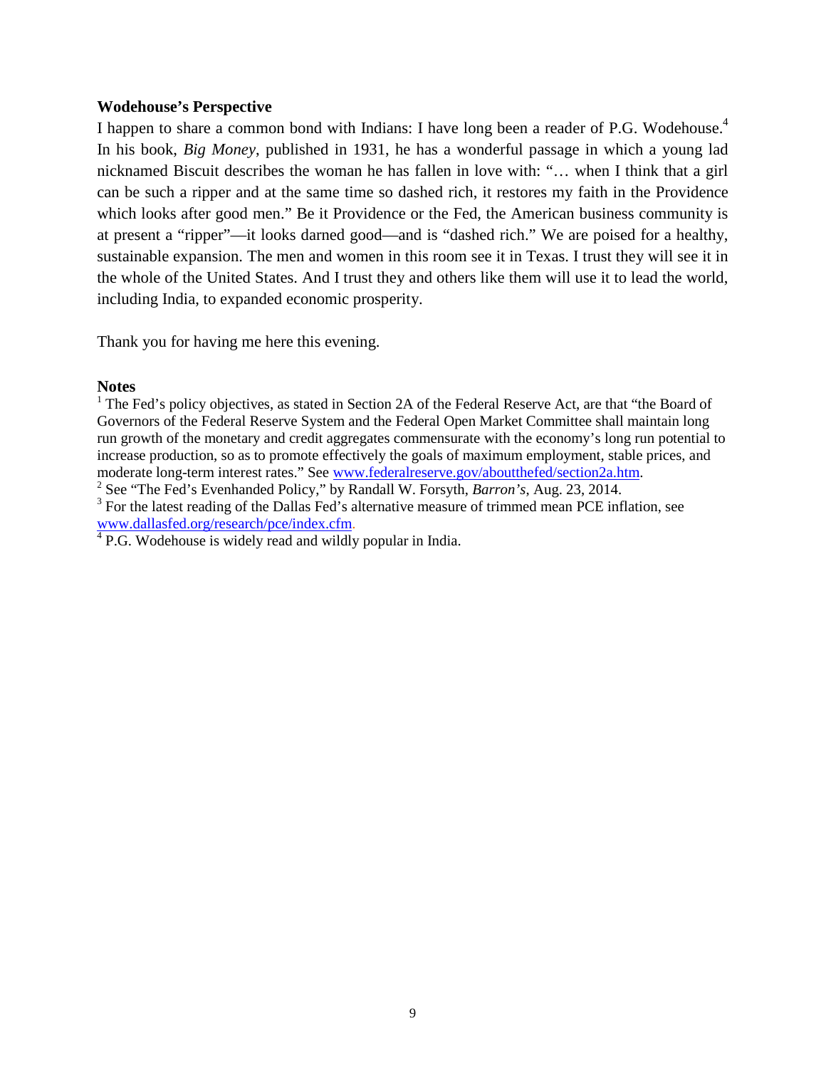### Wodehouse's Perspective

I happen to share a common bond with Indians: I have long been a reader of P.G. Wodehouse.[4] In his book, *Big Money*, published in 1931, he has a wonderful passage in which a young lad nicknamed Biscuit describes the woman he has fallen in love with: "… when I think that a girl can be such a ripper and at the same time so dashed rich, it restores my faith in the Providence which looks after good men." Be it Providence or the Fed, the American business community is at present a "ripper"—it looks darned good—and is "dashed rich." We are poised for a healthy, sustainable expansion. The men and women in this room see it in Texas. I trust they will see it in the whole of the United States. And I trust they and others like them will use it to lead the world, including India, to expanded economic prosperity.

Thank you for having me here this evening.

### Notes

[1] The Fed's policy objectives, as stated in Section 2A of the Federal Reserve Act, are that "the Board of Governors of the Federal Reserve System and the Federal Open Market Committee shall maintain long run growth of the monetary and credit aggregates commensurate with the economy's long run potential to increase production, so as to promote effectively the goals of maximum employment, stable prices, and moderate long-term interest rates." See www.federalreserve.gov/aboutthefed/section2a.htm.

[2] See "The Fed's Evenhanded Policy," by Randall W. Forsyth, *Barron's*, Aug. 23, 2014.

[3] For the latest reading of the Dallas Fed's alternative measure of trimmed mean PCE inflation, see www.dallasfed.org/research/pce/index.cfm.

[4] P.G. Wodehouse is widely read and wildly popular in India.